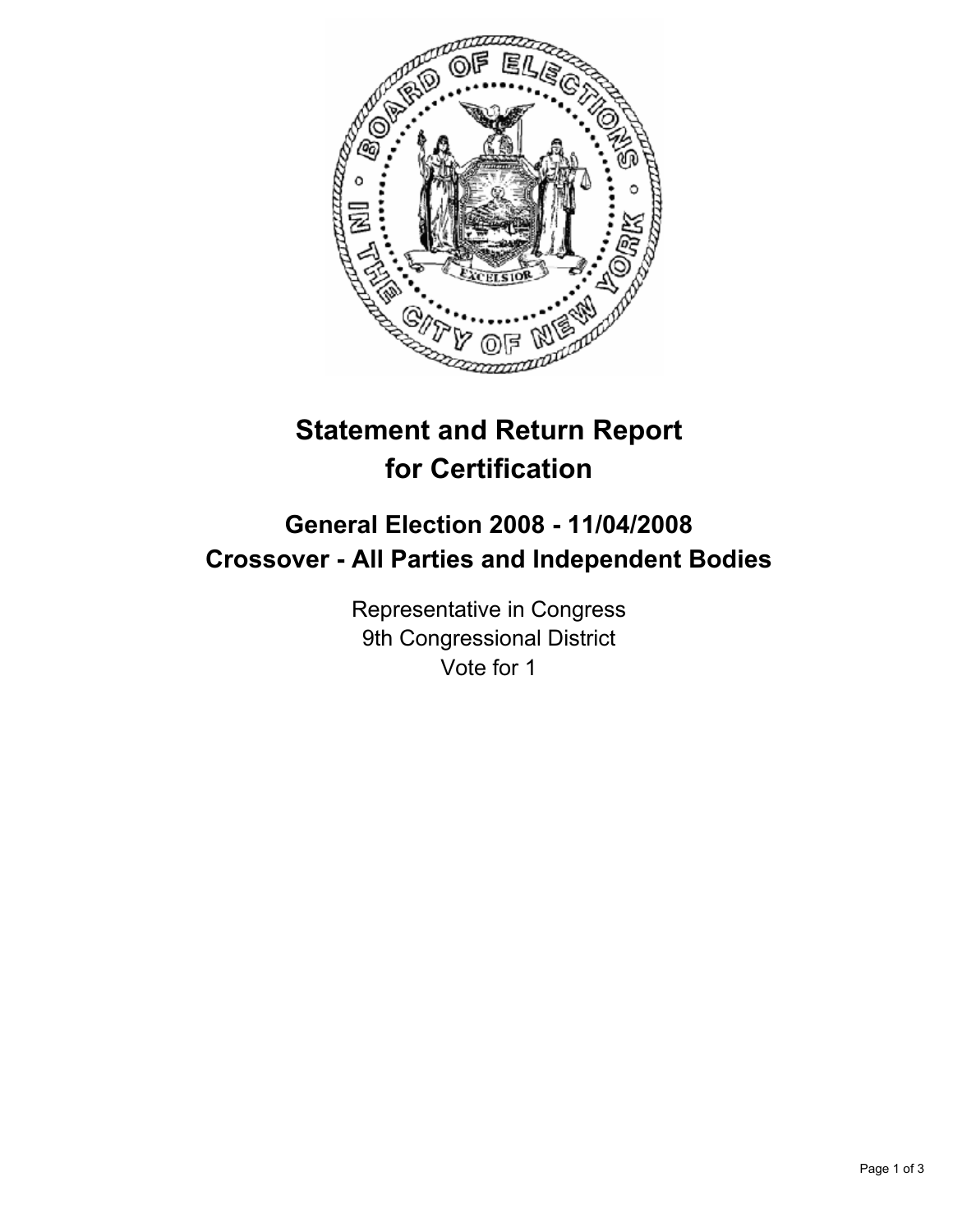# Statement and Return Report for Certification

## General Election 2008 - 11/04/2008

## Crossover - All Parties and Independent Bodies

Representative in Congress
9th Congressional District
Vote for 1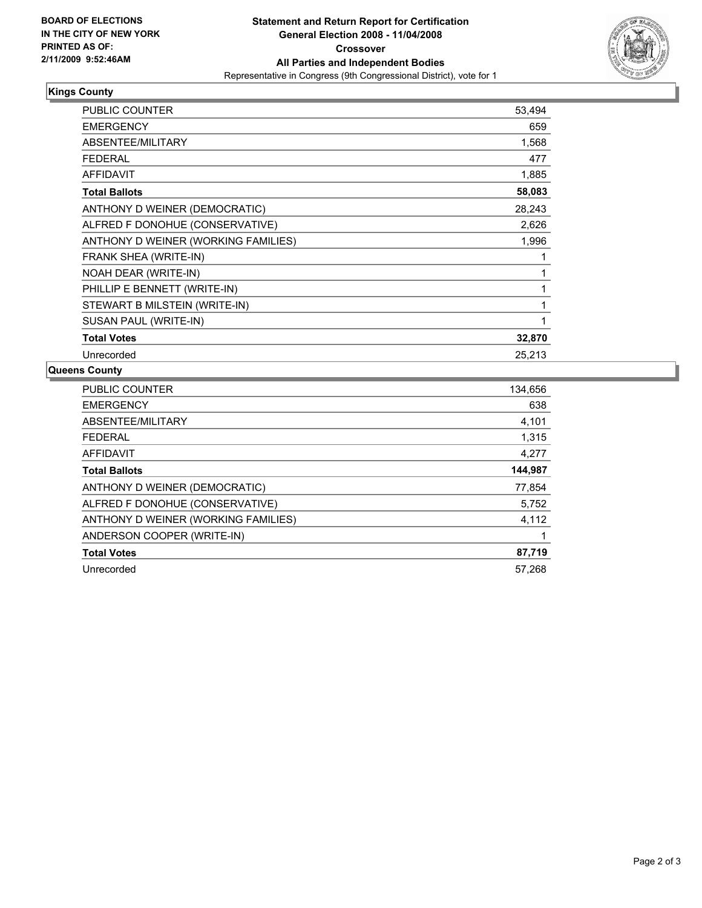**BOARD OF ELECTIONS IN THE CITY OF NEW YORK PRINTED AS OF: 2/11/2009 9:52:46AM**

# Statement and Return Report for Certification
## General Election 2008 - 11/04/2008
## Crossover
## All Parties and Independent Bodies
Representative in Congress (9th Congressional District), vote for 1

### Kings County

| | |
|---|---|
| PUBLIC COUNTER | 53,494 |
| EMERGENCY | 659 |
| ABSENTEE/MILITARY | 1,568 |
| FEDERAL | 477 |
| AFFIDAVIT | 1,885 |
| **Total Ballots** | **58,083** |
| ANTHONY D WEINER (DEMOCRATIC) | 28,243 |
| ALFRED F DONOHUE (CONSERVATIVE) | 2,626 |
| ANTHONY D WEINER (WORKING FAMILIES) | 1,996 |
| FRANK SHEA (WRITE-IN) | 1 |
| NOAH DEAR (WRITE-IN) | 1 |
| PHILLIP E BENNETT (WRITE-IN) | 1 |
| STEWART B MILSTEIN (WRITE-IN) | 1 |
| SUSAN PAUL (WRITE-IN) | 1 |
| **Total Votes** | **32,870** |
| Unrecorded | 25,213 |

### Queens County

| | |
|---|---|
| PUBLIC COUNTER | 134,656 |
| EMERGENCY | 638 |
| ABSENTEE/MILITARY | 4,101 |
| FEDERAL | 1,315 |
| AFFIDAVIT | 4,277 |
| **Total Ballots** | **144,987** |
| ANTHONY D WEINER (DEMOCRATIC) | 77,854 |
| ALFRED F DONOHUE (CONSERVATIVE) | 5,752 |
| ANTHONY D WEINER (WORKING FAMILIES) | 4,112 |
| ANDERSON COOPER (WRITE-IN) | 1 |
| **Total Votes** | **87,719** |
| Unrecorded | 57,268 |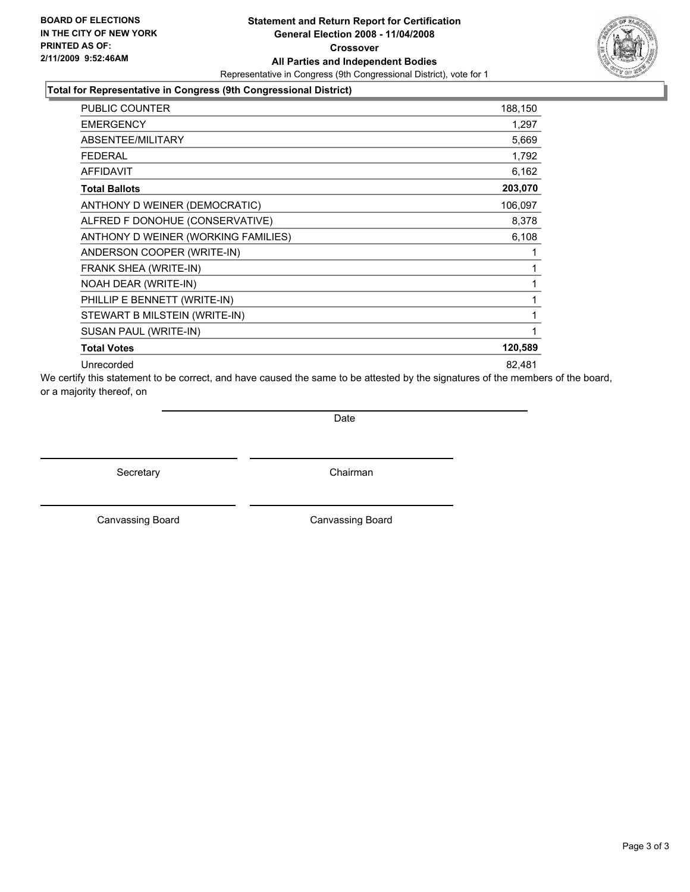**BOARD OF ELECTIONS IN THE CITY OF NEW YORK PRINTED AS OF: 2/11/2009 9:52:46AM**

**Statement and Return Report for Certification**
**General Election 2008 - 11/04/2008**
**Crossover**
**All Parties and Independent Bodies**
Representative in Congress (9th Congressional District), vote for 1

**Total for Representative in Congress (9th Congressional District)**

| | |
|---|---|
| PUBLIC COUNTER | 188,150 |
| EMERGENCY | 1,297 |
| ABSENTEE/MILITARY | 5,669 |
| FEDERAL | 1,792 |
| AFFIDAVIT | 6,162 |
| **Total Ballots** | **203,070** |
| ANTHONY D WEINER (DEMOCRATIC) | 106,097 |
| ALFRED F DONOHUE (CONSERVATIVE) | 8,378 |
| ANTHONY D WEINER (WORKING FAMILIES) | 6,108 |
| ANDERSON COOPER (WRITE-IN) | 1 |
| FRANK SHEA (WRITE-IN) | 1 |
| NOAH DEAR (WRITE-IN) | 1 |
| PHILLIP E BENNETT (WRITE-IN) | 1 |
| STEWART B MILSTEIN (WRITE-IN) | 1 |
| SUSAN PAUL (WRITE-IN) | 1 |
| **Total Votes** | **120,589** |
| Unrecorded | 82,481 |

We certify this statement to be correct, and have caused the same to be attested by the signatures of the members of the board, or a majority thereof, on

Date

Secretary

Chairman

Canvassing Board

Canvassing Board